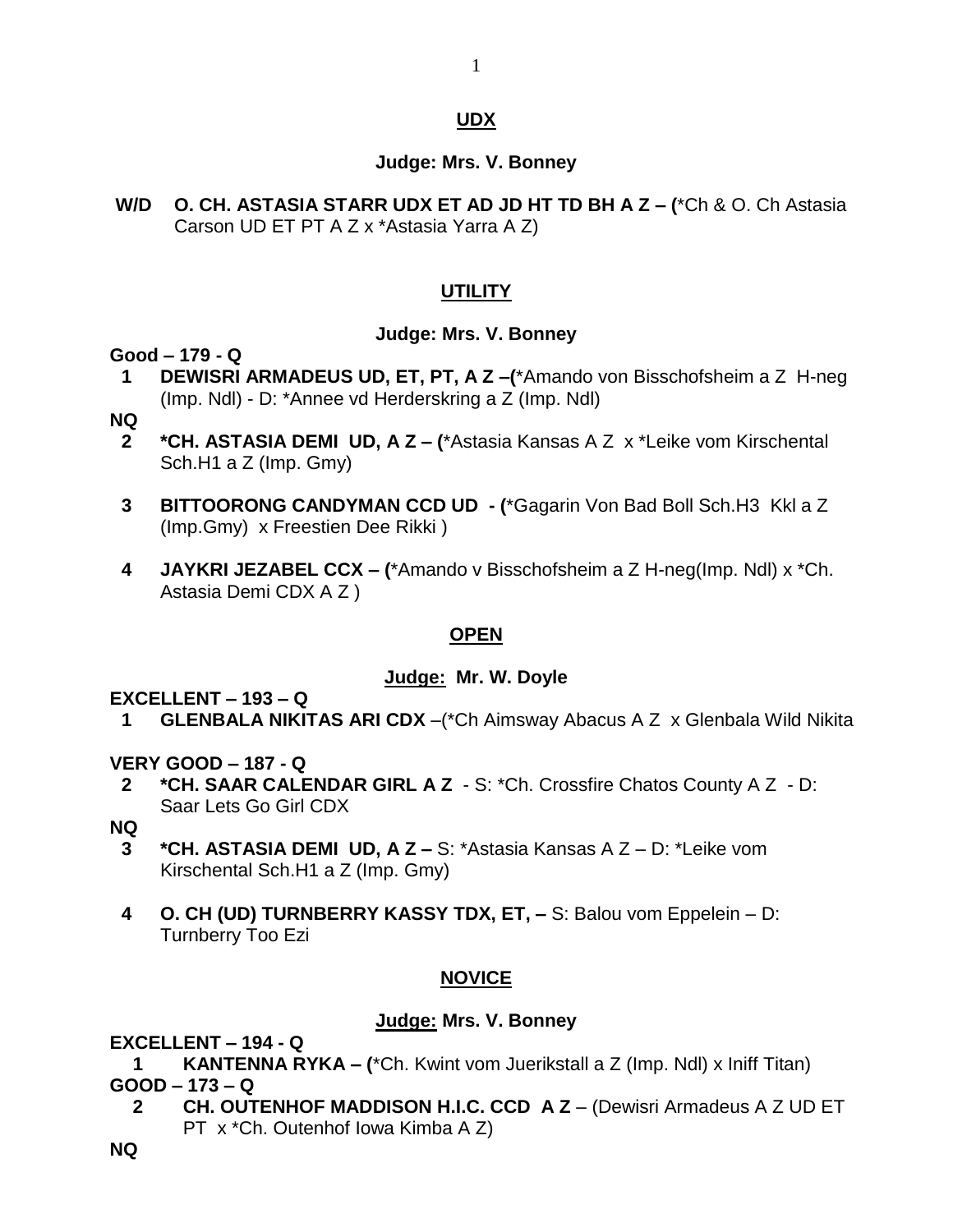## UDX

**Judge: Mrs. V. Bonney**

**W/D** **O. CH. ASTASIA STARR UDX ET AD JD HT TD BH A Z – (**\*Ch & O. Ch Astasia Carson UD ET PT A Z x \*Astasia Yarra A Z)

## UTILITY

**Judge: Mrs. V. Bonney**

**Good – 179 - Q**

**1** **DEWISRI ARMADEUS UD, ET, PT, A Z –(**\*Amando von Bisschofsheim a Z H-neg (Imp. Ndl) - D: \*Annee vd Herderskring a Z (Imp. Ndl)

**NQ**

**2** **\*CH. ASTASIA DEMI UD, A Z – (**\*Astasia Kansas A Z x \*Leike vom Kirschental Sch.H1 a Z (Imp. Gmy)

**3** **BITTOORONG CANDYMAN CCD UD - (**\*Gagarin Von Bad Boll Sch.H3 Kkl a Z (Imp.Gmy) x Freestien Dee Rikki )

**4** **JAYKRI JEZABEL CCX – (**\*Amando v Bisschofsheim a Z H-neg(Imp. Ndl) x \*Ch. Astasia Demi CDX A Z )

## OPEN

**Judge: Mr. W. Doyle**

**EXCELLENT – 193 – Q**

**1** **GLENBALA NIKITAS ARI CDX** –(\*Ch Aimsway Abacus A Z x Glenbala Wild Nikita

**VERY GOOD – 187 - Q**

**2** **\*CH. SAAR CALENDAR GIRL A Z** - S: \*Ch. Crossfire Chatos County A Z - D: Saar Lets Go Girl CDX

**NQ**

**3** **\*CH. ASTASIA DEMI UD, A Z –** S: \*Astasia Kansas A Z – D: \*Leike vom Kirschental Sch.H1 a Z (Imp. Gmy)

**4** **O. CH (UD) TURNBERRY KASSY TDX, ET, –** S: Balou vom Eppelein – D: Turnberry Too Ezi

## NOVICE

**Judge: Mrs. V. Bonney**

**EXCELLENT – 194 - Q**

**1** **KANTENNA RYKA – (**\*Ch. Kwint vom Juerikstall a Z (Imp. Ndl) x Iniff Titan)

**GOOD – 173 – Q**

**2** **CH. OUTENHOF MADDISON H.I.C. CCD A Z** – (Dewisri Armadeus A Z UD ET PT x \*Ch. Outenhof Iowa Kimba A Z)

**NQ**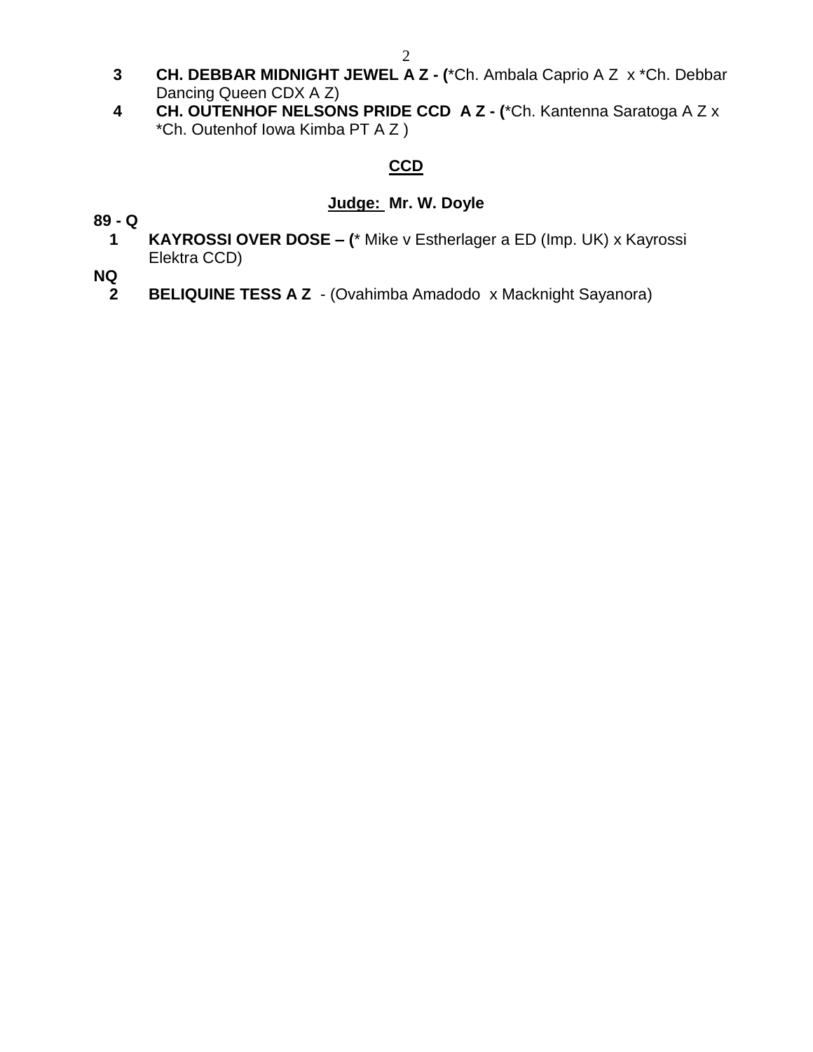**3** **CH. DEBBAR MIDNIGHT JEWEL A Z - (**\*Ch. Ambala Caprio A Z x \*Ch. Debbar Dancing Queen CDX A Z)

**4** **CH. OUTENHOF NELSONS PRIDE CCD A Z - (**\*Ch. Kantenna Saratoga A Z x \*Ch. Outenhof Iowa Kimba PT A Z )

## CCD

### Judge: Mr. W. Doyle

**89 - Q**

**1** **KAYROSSI OVER DOSE – (**\* Mike v Estherlager a ED (Imp. UK) x Kayrossi Elektra CCD)

**NQ**

**2** **BELIQUINE TESS A Z** - (Ovahimba Amadodo x Macknight Sayanora)